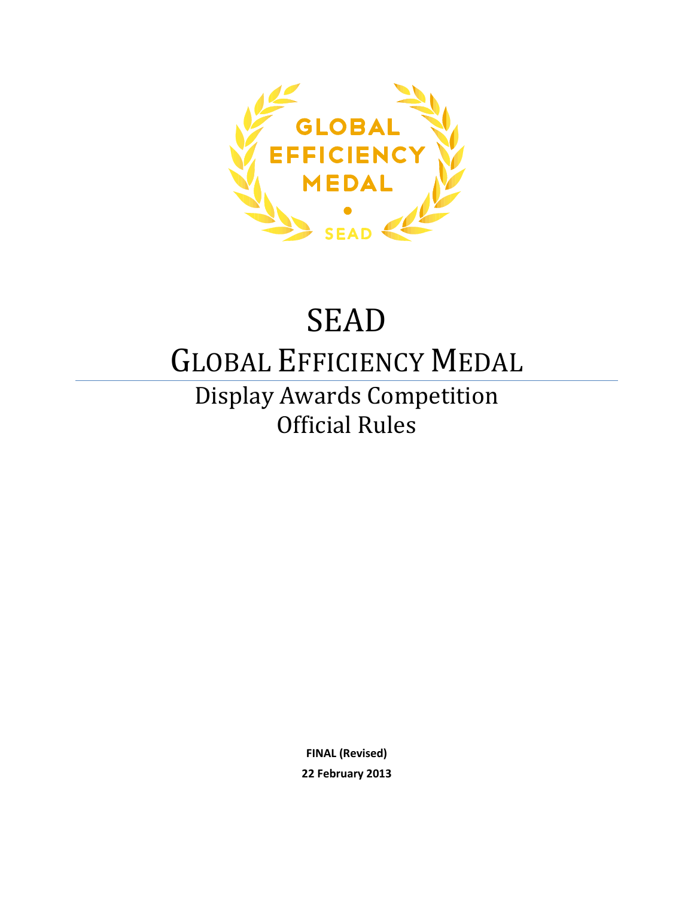# SEAD

# GLOBAL EFFICIENCY MEDAL

## Display Awards Competition
## Official Rules

**FINAL (Revised)**

**22 February 2013**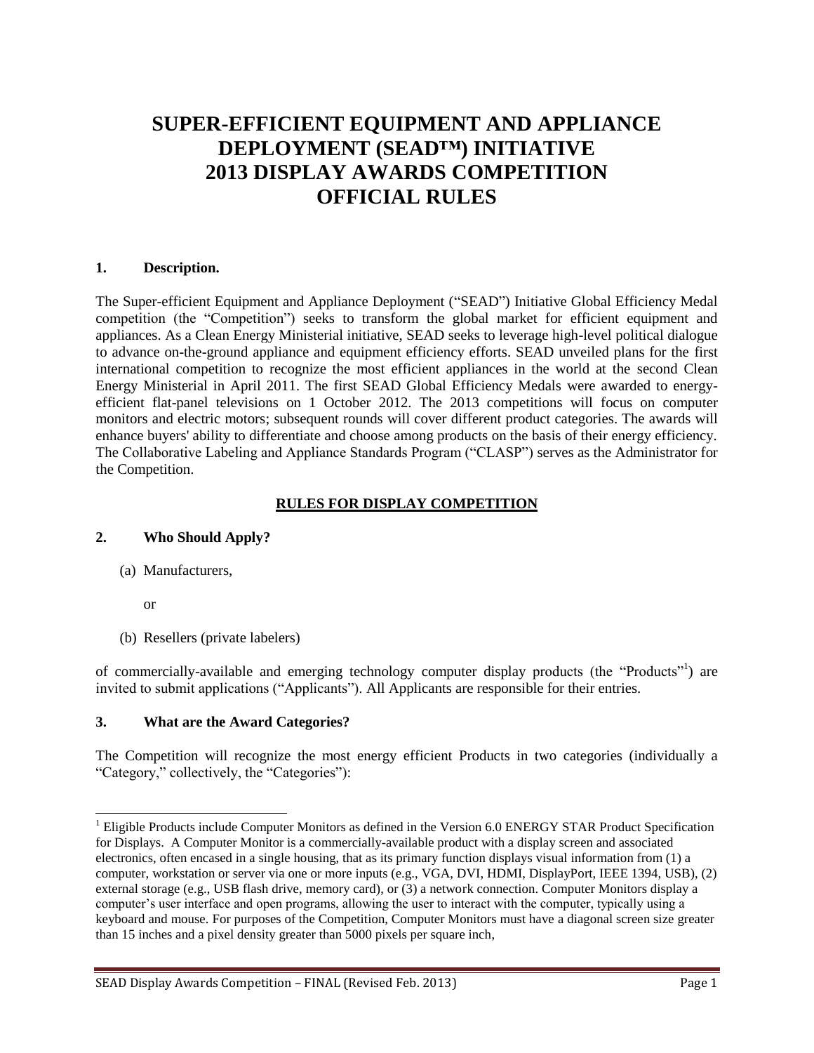# SUPER-EFFICIENT EQUIPMENT AND APPLIANCE DEPLOYMENT (SEAD™) INITIATIVE 2013 DISPLAY AWARDS COMPETITION OFFICIAL RULES

## 1. Description.

The Super-efficient Equipment and Appliance Deployment ("SEAD") Initiative Global Efficiency Medal competition (the "Competition") seeks to transform the global market for efficient equipment and appliances. As a Clean Energy Ministerial initiative, SEAD seeks to leverage high-level political dialogue to advance on-the-ground appliance and equipment efficiency efforts. SEAD unveiled plans for the first international competition to recognize the most efficient appliances in the world at the second Clean Energy Ministerial in April 2011. The first SEAD Global Efficiency Medals were awarded to energy-efficient flat-panel televisions on 1 October 2012. The 2013 competitions will focus on computer monitors and electric motors; subsequent rounds will cover different product categories. The awards will enhance buyers' ability to differentiate and choose among products on the basis of their energy efficiency. The Collaborative Labeling and Appliance Standards Program ("CLASP") serves as the Administrator for the Competition.

**RULES FOR DISPLAY COMPETITION**

## 2. Who Should Apply?

(a) Manufacturers,

or

(b) Resellers (private labelers)

of commercially-available and emerging technology computer display products (the "Products"[1]) are invited to submit applications ("Applicants"). All Applicants are responsible for their entries.

## 3. What are the Award Categories?

The Competition will recognize the most energy efficient Products in two categories (individually a "Category," collectively, the "Categories"):

[1] Eligible Products include Computer Monitors as defined in the Version 6.0 ENERGY STAR Product Specification for Displays. A Computer Monitor is a commercially-available product with a display screen and associated electronics, often encased in a single housing, that as its primary function displays visual information from (1) a computer, workstation or server via one or more inputs (e.g., VGA, DVI, HDMI, DisplayPort, IEEE 1394, USB), (2) external storage (e.g., USB flash drive, memory card), or (3) a network connection. Computer Monitors display a computer's user interface and open programs, allowing the user to interact with the computer, typically using a keyboard and mouse. For purposes of the Competition, Computer Monitors must have a diagonal screen size greater than 15 inches and a pixel density greater than 5000 pixels per square inch,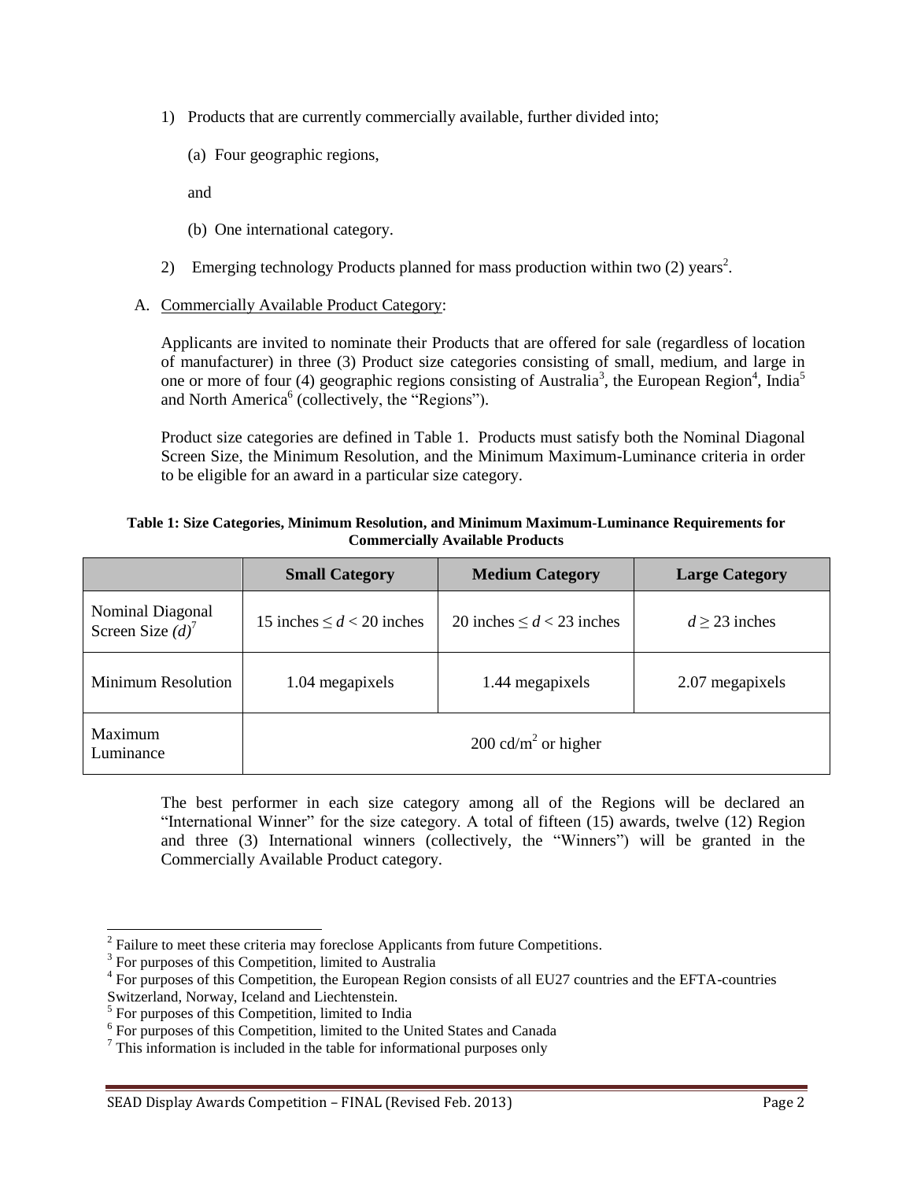1) Products that are currently commercially available, further divided into;

   (a) Four geographic regions,

   and

   (b) One international category.

2) Emerging technology Products planned for mass production within two (2) years[2].

A. Commercially Available Product Category:

Applicants are invited to nominate their Products that are offered for sale (regardless of location of manufacturer) in three (3) Product size categories consisting of small, medium, and large in one or more of four (4) geographic regions consisting of Australia[3], the European Region[4], India[5] and North America[6] (collectively, the "Regions").

Product size categories are defined in Table 1. Products must satisfy both the Nominal Diagonal Screen Size, the Minimum Resolution, and the Minimum Maximum-Luminance criteria in order to be eligible for an award in a particular size category.

**Table 1: Size Categories, Minimum Resolution, and Minimum Maximum-Luminance Requirements for Commercially Available Products**

| | Small Category | Medium Category | Large Category |
|---|---|---|---|
| Nominal Diagonal Screen Size *(d)*[7] | 15 inches $\leq d <$ 20 inches | 20 inches $\leq d <$ 23 inches | $d \geq$ 23 inches |
| Minimum Resolution | 1.04 megapixels | 1.44 megapixels | 2.07 megapixels |
| Maximum Luminance | 200 cd/m$^2$ or higher | | |

The best performer in each size category among all of the Regions will be declared an "International Winner" for the size category. A total of fifteen (15) awards, twelve (12) Region and three (3) International winners (collectively, the "Winners") will be granted in the Commercially Available Product category.

---

[2] Failure to meet these criteria may foreclose Applicants from future Competitions.

[3] For purposes of this Competition, limited to Australia

[4] For purposes of this Competition, the European Region consists of all EU27 countries and the EFTA-countries Switzerland, Norway, Iceland and Liechtenstein.

[5] For purposes of this Competition, limited to India

[6] For purposes of this Competition, limited to the United States and Canada

[7] This information is included in the table for informational purposes only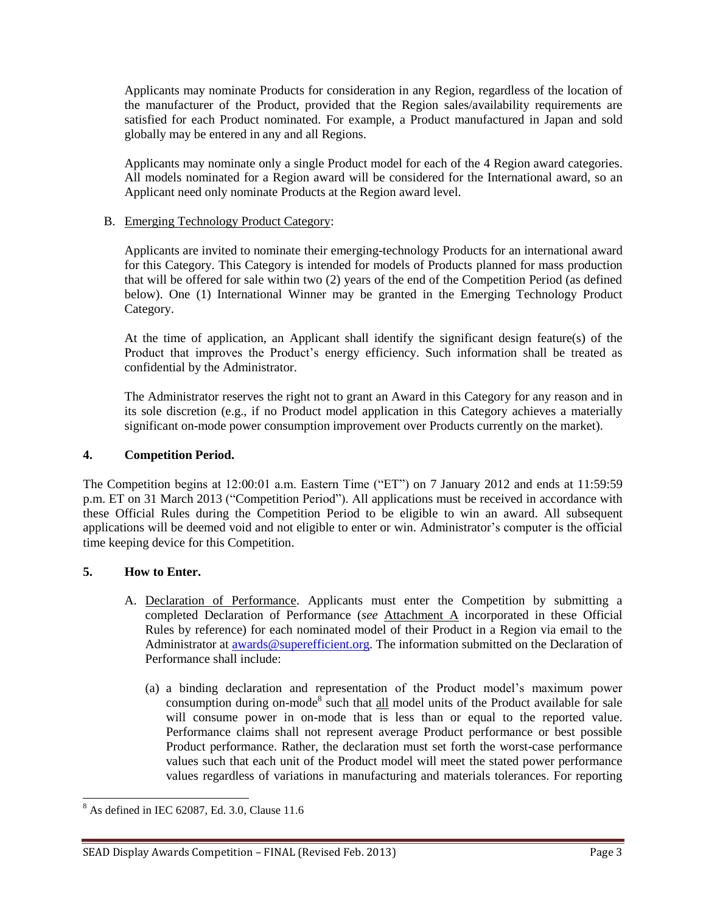Applicants may nominate Products for consideration in any Region, regardless of the location of the manufacturer of the Product, provided that the Region sales/availability requirements are satisfied for each Product nominated. For example, a Product manufactured in Japan and sold globally may be entered in any and all Regions.

Applicants may nominate only a single Product model for each of the 4 Region award categories. All models nominated for a Region award will be considered for the International award, so an Applicant need only nominate Products at the Region award level.

B. Emerging Technology Product Category:

Applicants are invited to nominate their emerging-technology Products for an international award for this Category. This Category is intended for models of Products planned for mass production that will be offered for sale within two (2) years of the end of the Competition Period (as defined below). One (1) International Winner may be granted in the Emerging Technology Product Category.

At the time of application, an Applicant shall identify the significant design feature(s) of the Product that improves the Product's energy efficiency. Such information shall be treated as confidential by the Administrator.

The Administrator reserves the right not to grant an Award in this Category for any reason and in its sole discretion (e.g., if no Product model application in this Category achieves a materially significant on-mode power consumption improvement over Products currently on the market).

## 4. Competition Period.

The Competition begins at 12:00:01 a.m. Eastern Time ("ET") on 7 January 2012 and ends at 11:59:59 p.m. ET on 31 March 2013 ("Competition Period"). All applications must be received in accordance with these Official Rules during the Competition Period to be eligible to win an award. All subsequent applications will be deemed void and not eligible to enter or win. Administrator's computer is the official time keeping device for this Competition.

## 5. How to Enter.

A. Declaration of Performance. Applicants must enter the Competition by submitting a completed Declaration of Performance (*see* Attachment A incorporated in these Official Rules by reference) for each nominated model of their Product in a Region via email to the Administrator at awards@superefficient.org. The information submitted on the Declaration of Performance shall include:

(a) a binding declaration and representation of the Product model's maximum power consumption during on-mode[8] such that all model units of the Product available for sale will consume power in on-mode that is less than or equal to the reported value. Performance claims shall not represent average Product performance or best possible Product performance. Rather, the declaration must set forth the worst-case performance values such that each unit of the Product model will meet the stated power performance values regardless of variations in manufacturing and materials tolerances. For reporting

[8] As defined in IEC 62087, Ed. 3.0, Clause 11.6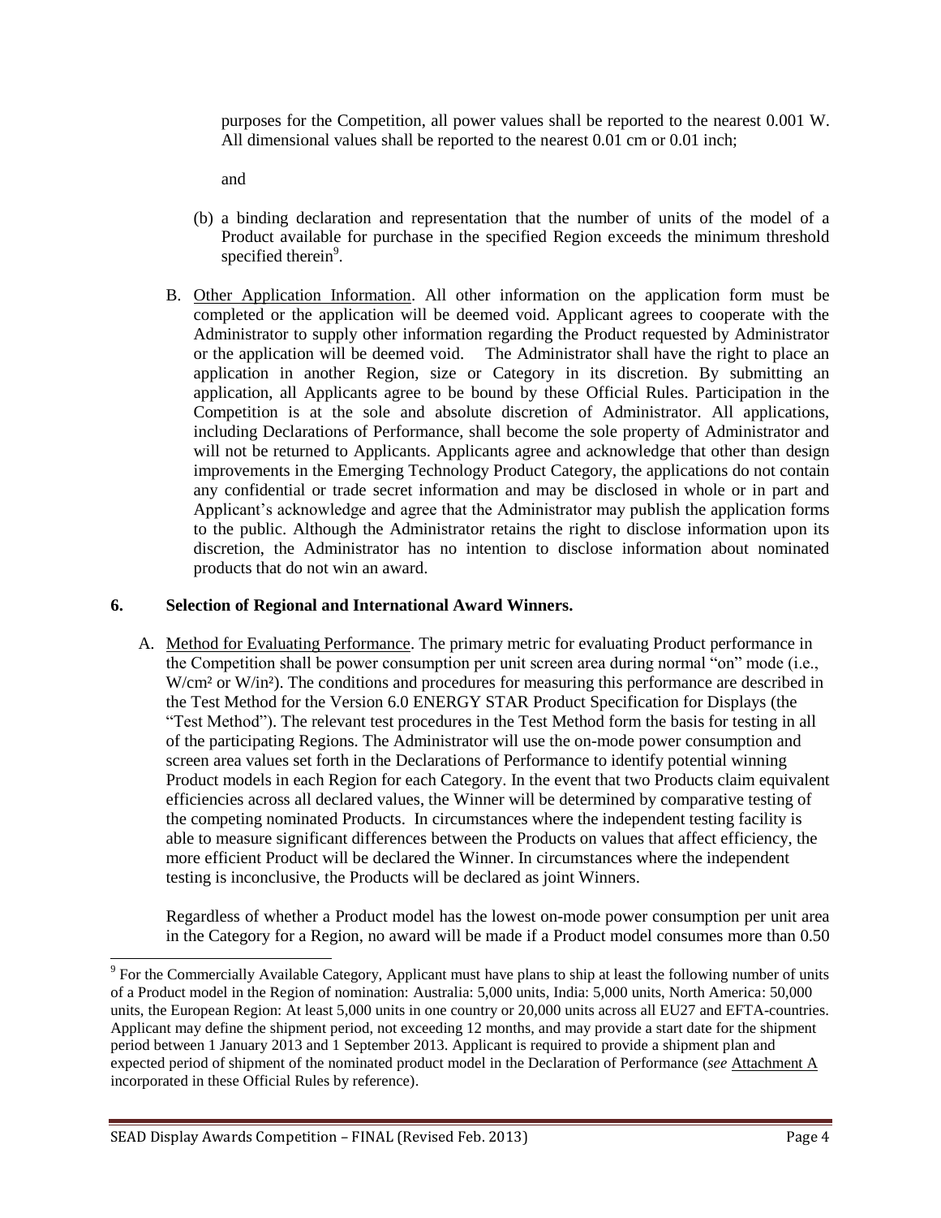purposes for the Competition, all power values shall be reported to the nearest 0.001 W. All dimensional values shall be reported to the nearest 0.01 cm or 0.01 inch;

and

(b) a binding declaration and representation that the number of units of the model of a Product available for purchase in the specified Region exceeds the minimum threshold specified therein[9].

B. Other Application Information. All other information on the application form must be completed or the application will be deemed void. Applicant agrees to cooperate with the Administrator to supply other information regarding the Product requested by Administrator or the application will be deemed void. The Administrator shall have the right to place an application in another Region, size or Category in its discretion. By submitting an application, all Applicants agree to be bound by these Official Rules. Participation in the Competition is at the sole and absolute discretion of Administrator. All applications, including Declarations of Performance, shall become the sole property of Administrator and will not be returned to Applicants. Applicants agree and acknowledge that other than design improvements in the Emerging Technology Product Category, the applications do not contain any confidential or trade secret information and may be disclosed in whole or in part and Applicant's acknowledge and agree that the Administrator may publish the application forms to the public. Although the Administrator retains the right to disclose information upon its discretion, the Administrator has no intention to disclose information about nominated products that do not win an award.

## 6. Selection of Regional and International Award Winners.

A. Method for Evaluating Performance. The primary metric for evaluating Product performance in the Competition shall be power consumption per unit screen area during normal "on" mode (i.e., $W/cm^2$ or $W/in^2$). The conditions and procedures for measuring this performance are described in the Test Method for the Version 6.0 ENERGY STAR Product Specification for Displays (the "Test Method"). The relevant test procedures in the Test Method form the basis for testing in all of the participating Regions. The Administrator will use the on-mode power consumption and screen area values set forth in the Declarations of Performance to identify potential winning Product models in each Region for each Category. In the event that two Products claim equivalent efficiencies across all declared values, the Winner will be determined by comparative testing of the competing nominated Products. In circumstances where the independent testing facility is able to measure significant differences between the Products on values that affect efficiency, the more efficient Product will be declared the Winner. In circumstances where the independent testing is inconclusive, the Products will be declared as joint Winners.

Regardless of whether a Product model has the lowest on-mode power consumption per unit area in the Category for a Region, no award will be made if a Product model consumes more than 0.50

---

[9] For the Commercially Available Category, Applicant must have plans to ship at least the following number of units of a Product model in the Region of nomination: Australia: 5,000 units, India: 5,000 units, North America: 50,000 units, the European Region: At least 5,000 units in one country or 20,000 units across all EU27 and EFTA-countries. Applicant may define the shipment period, not exceeding 12 months, and may provide a start date for the shipment period between 1 January 2013 and 1 September 2013. Applicant is required to provide a shipment plan and expected period of shipment of the nominated product model in the Declaration of Performance (*see* Attachment A incorporated in these Official Rules by reference).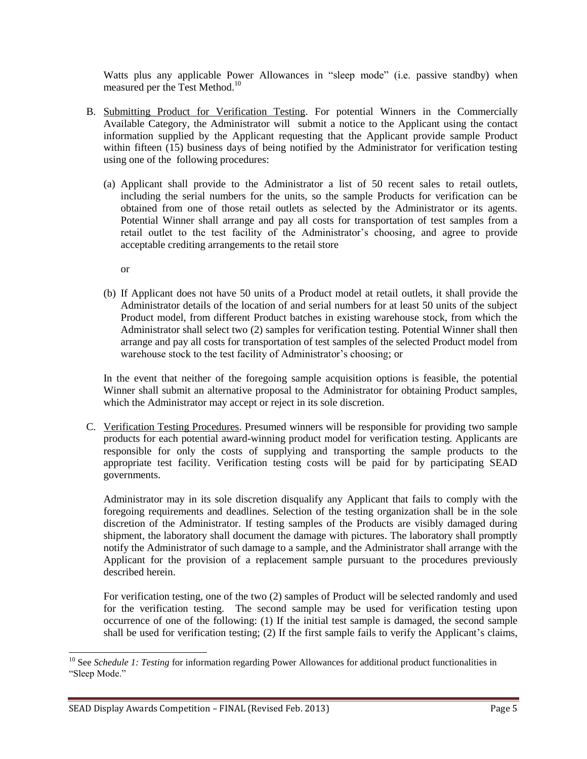Watts plus any applicable Power Allowances in "sleep mode" (i.e. passive standby) when measured per the Test Method.[10]

B. Submitting Product for Verification Testing. For potential Winners in the Commercially Available Category, the Administrator will submit a notice to the Applicant using the contact information supplied by the Applicant requesting that the Applicant provide sample Product within fifteen (15) business days of being notified by the Administrator for verification testing using one of the following procedures:

   (a) Applicant shall provide to the Administrator a list of 50 recent sales to retail outlets, including the serial numbers for the units, so the sample Products for verification can be obtained from one of those retail outlets as selected by the Administrator or its agents. Potential Winner shall arrange and pay all costs for transportation of test samples from a retail outlet to the test facility of the Administrator's choosing, and agree to provide acceptable crediting arrangements to the retail store

   or

   (b) If Applicant does not have 50 units of a Product model at retail outlets, it shall provide the Administrator details of the location of and serial numbers for at least 50 units of the subject Product model, from different Product batches in existing warehouse stock, from which the Administrator shall select two (2) samples for verification testing. Potential Winner shall then arrange and pay all costs for transportation of test samples of the selected Product model from warehouse stock to the test facility of Administrator's choosing; or

   In the event that neither of the foregoing sample acquisition options is feasible, the potential Winner shall submit an alternative proposal to the Administrator for obtaining Product samples, which the Administrator may accept or reject in its sole discretion.

C. Verification Testing Procedures. Presumed winners will be responsible for providing two sample products for each potential award-winning product model for verification testing. Applicants are responsible for only the costs of supplying and transporting the sample products to the appropriate test facility. Verification testing costs will be paid for by participating SEAD governments.

   Administrator may in its sole discretion disqualify any Applicant that fails to comply with the foregoing requirements and deadlines. Selection of the testing organization shall be in the sole discretion of the Administrator. If testing samples of the Products are visibly damaged during shipment, the laboratory shall document the damage with pictures. The laboratory shall promptly notify the Administrator of such damage to a sample, and the Administrator shall arrange with the Applicant for the provision of a replacement sample pursuant to the procedures previously described herein.

   For verification testing, one of the two (2) samples of Product will be selected randomly and used for the verification testing. The second sample may be used for verification testing upon occurrence of one of the following: (1) If the initial test sample is damaged, the second sample shall be used for verification testing; (2) If the first sample fails to verify the Applicant's claims,

---

[10] See *Schedule 1: Testing* for information regarding Power Allowances for additional product functionalities in "Sleep Mode."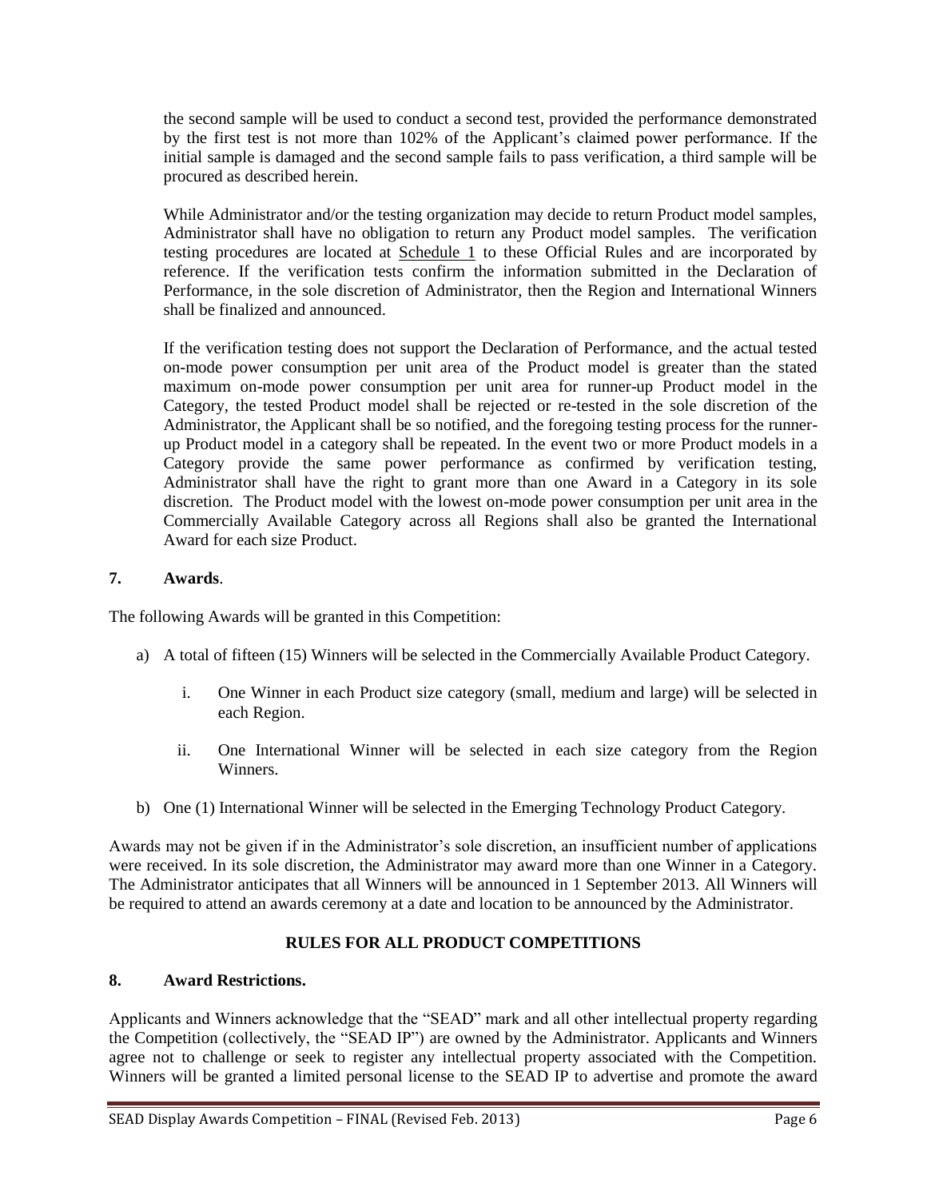the second sample will be used to conduct a second test, provided the performance demonstrated by the first test is not more than 102% of the Applicant's claimed power performance. If the initial sample is damaged and the second sample fails to pass verification, a third sample will be procured as described herein.

While Administrator and/or the testing organization may decide to return Product model samples, Administrator shall have no obligation to return any Product model samples. The verification testing procedures are located at Schedule 1 to these Official Rules and are incorporated by reference. If the verification tests confirm the information submitted in the Declaration of Performance, in the sole discretion of Administrator, then the Region and International Winners shall be finalized and announced.

If the verification testing does not support the Declaration of Performance, and the actual tested on-mode power consumption per unit area of the Product model is greater than the stated maximum on-mode power consumption per unit area for runner-up Product model in the Category, the tested Product model shall be rejected or re-tested in the sole discretion of the Administrator, the Applicant shall be so notified, and the foregoing testing process for the runner-up Product model in a category shall be repeated. In the event two or more Product models in a Category provide the same power performance as confirmed by verification testing, Administrator shall have the right to grant more than one Award in a Category in its sole discretion. The Product model with the lowest on-mode power consumption per unit area in the Commercially Available Category across all Regions shall also be granted the International Award for each size Product.

**7. Awards**.

The following Awards will be granted in this Competition:

a) A total of fifteen (15) Winners will be selected in the Commercially Available Product Category.

   i. One Winner in each Product size category (small, medium and large) will be selected in each Region.

   ii. One International Winner will be selected in each size category from the Region Winners.

b) One (1) International Winner will be selected in the Emerging Technology Product Category.

Awards may not be given if in the Administrator's sole discretion, an insufficient number of applications were received. In its sole discretion, the Administrator may award more than one Winner in a Category. The Administrator anticipates that all Winners will be announced in 1 September 2013. All Winners will be required to attend an awards ceremony at a date and location to be announced by the Administrator.

## RULES FOR ALL PRODUCT COMPETITIONS

**8. Award Restrictions.**

Applicants and Winners acknowledge that the "SEAD" mark and all other intellectual property regarding the Competition (collectively, the "SEAD IP") are owned by the Administrator. Applicants and Winners agree not to challenge or seek to register any intellectual property associated with the Competition. Winners will be granted a limited personal license to the SEAD IP to advertise and promote the award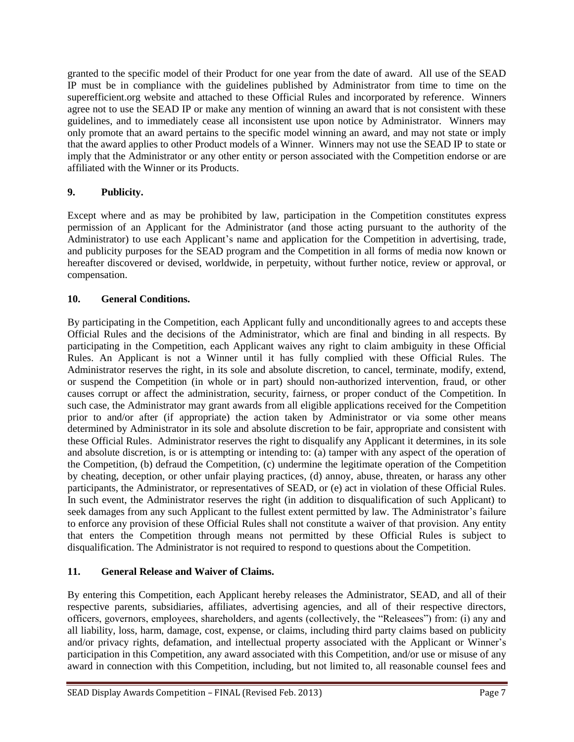granted to the specific model of their Product for one year from the date of award. All use of the SEAD IP must be in compliance with the guidelines published by Administrator from time to time on the superefficient.org website and attached to these Official Rules and incorporated by reference. Winners agree not to use the SEAD IP or make any mention of winning an award that is not consistent with these guidelines, and to immediately cease all inconsistent use upon notice by Administrator. Winners may only promote that an award pertains to the specific model winning an award, and may not state or imply that the award applies to other Product models of a Winner. Winners may not use the SEAD IP to state or imply that the Administrator or any other entity or person associated with the Competition endorse or are affiliated with the Winner or its Products.

## 9. Publicity.

Except where and as may be prohibited by law, participation in the Competition constitutes express permission of an Applicant for the Administrator (and those acting pursuant to the authority of the Administrator) to use each Applicant's name and application for the Competition in advertising, trade, and publicity purposes for the SEAD program and the Competition in all forms of media now known or hereafter discovered or devised, worldwide, in perpetuity, without further notice, review or approval, or compensation.

## 10. General Conditions.

By participating in the Competition, each Applicant fully and unconditionally agrees to and accepts these Official Rules and the decisions of the Administrator, which are final and binding in all respects. By participating in the Competition, each Applicant waives any right to claim ambiguity in these Official Rules. An Applicant is not a Winner until it has fully complied with these Official Rules. The Administrator reserves the right, in its sole and absolute discretion, to cancel, terminate, modify, extend, or suspend the Competition (in whole or in part) should non-authorized intervention, fraud, or other causes corrupt or affect the administration, security, fairness, or proper conduct of the Competition. In such case, the Administrator may grant awards from all eligible applications received for the Competition prior to and/or after (if appropriate) the action taken by Administrator or via some other means determined by Administrator in its sole and absolute discretion to be fair, appropriate and consistent with these Official Rules. Administrator reserves the right to disqualify any Applicant it determines, in its sole and absolute discretion, is or is attempting or intending to: (a) tamper with any aspect of the operation of the Competition, (b) defraud the Competition, (c) undermine the legitimate operation of the Competition by cheating, deception, or other unfair playing practices, (d) annoy, abuse, threaten, or harass any other participants, the Administrator, or representatives of SEAD, or (e) act in violation of these Official Rules. In such event, the Administrator reserves the right (in addition to disqualification of such Applicant) to seek damages from any such Applicant to the fullest extent permitted by law. The Administrator's failure to enforce any provision of these Official Rules shall not constitute a waiver of that provision. Any entity that enters the Competition through means not permitted by these Official Rules is subject to disqualification. The Administrator is not required to respond to questions about the Competition.

## 11. General Release and Waiver of Claims.

By entering this Competition, each Applicant hereby releases the Administrator, SEAD, and all of their respective parents, subsidiaries, affiliates, advertising agencies, and all of their respective directors, officers, governors, employees, shareholders, and agents (collectively, the "Releasees") from: (i) any and all liability, loss, harm, damage, cost, expense, or claims, including third party claims based on publicity and/or privacy rights, defamation, and intellectual property associated with the Applicant or Winner's participation in this Competition, any award associated with this Competition, and/or use or misuse of any award in connection with this Competition, including, but not limited to, all reasonable counsel fees and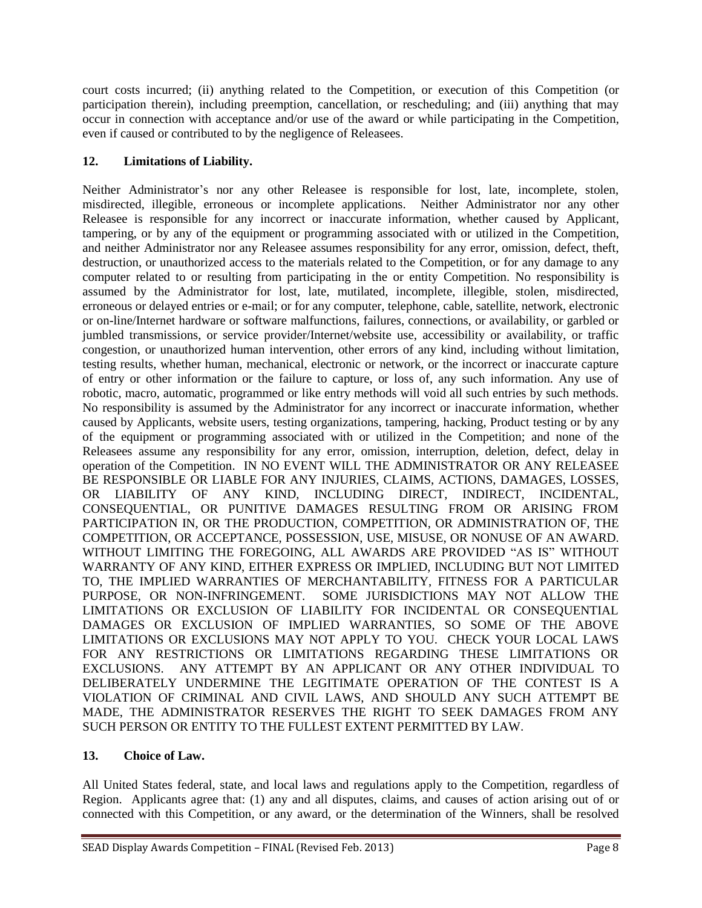court costs incurred; (ii) anything related to the Competition, or execution of this Competition (or participation therein), including preemption, cancellation, or rescheduling; and (iii) anything that may occur in connection with acceptance and/or use of the award or while participating in the Competition, even if caused or contributed to by the negligence of Releasees.

**12. Limitations of Liability.**

Neither Administrator's nor any other Releasee is responsible for lost, late, incomplete, stolen, misdirected, illegible, erroneous or incomplete applications. Neither Administrator nor any other Releasee is responsible for any incorrect or inaccurate information, whether caused by Applicant, tampering, or by any of the equipment or programming associated with or utilized in the Competition, and neither Administrator nor any Releasee assumes responsibility for any error, omission, defect, theft, destruction, or unauthorized access to the materials related to the Competition, or for any damage to any computer related to or resulting from participating in the or entity Competition. No responsibility is assumed by the Administrator for lost, late, mutilated, incomplete, illegible, stolen, misdirected, erroneous or delayed entries or e-mail; or for any computer, telephone, cable, satellite, network, electronic or on-line/Internet hardware or software malfunctions, failures, connections, or availability, or garbled or jumbled transmissions, or service provider/Internet/website use, accessibility or availability, or traffic congestion, or unauthorized human intervention, other errors of any kind, including without limitation, testing results, whether human, mechanical, electronic or network, or the incorrect or inaccurate capture of entry or other information or the failure to capture, or loss of, any such information. Any use of robotic, macro, automatic, programmed or like entry methods will void all such entries by such methods. No responsibility is assumed by the Administrator for any incorrect or inaccurate information, whether caused by Applicants, website users, testing organizations, tampering, hacking, Product testing or by any of the equipment or programming associated with or utilized in the Competition; and none of the Releasees assume any responsibility for any error, omission, interruption, deletion, defect, delay in operation of the Competition. IN NO EVENT WILL THE ADMINISTRATOR OR ANY RELEASEE BE RESPONSIBLE OR LIABLE FOR ANY INJURIES, CLAIMS, ACTIONS, DAMAGES, LOSSES, OR LIABILITY OF ANY KIND, INCLUDING DIRECT, INDIRECT, INCIDENTAL, CONSEQUENTIAL, OR PUNITIVE DAMAGES RESULTING FROM OR ARISING FROM PARTICIPATION IN, OR THE PRODUCTION, COMPETITION, OR ADMINISTRATION OF, THE COMPETITION, OR ACCEPTANCE, POSSESSION, USE, MISUSE, OR NONUSE OF AN AWARD. WITHOUT LIMITING THE FOREGOING, ALL AWARDS ARE PROVIDED "AS IS" WITHOUT WARRANTY OF ANY KIND, EITHER EXPRESS OR IMPLIED, INCLUDING BUT NOT LIMITED TO, THE IMPLIED WARRANTIES OF MERCHANTABILITY, FITNESS FOR A PARTICULAR PURPOSE, OR NON-INFRINGEMENT. SOME JURISDICTIONS MAY NOT ALLOW THE LIMITATIONS OR EXCLUSION OF LIABILITY FOR INCIDENTAL OR CONSEQUENTIAL DAMAGES OR EXCLUSION OF IMPLIED WARRANTIES, SO SOME OF THE ABOVE LIMITATIONS OR EXCLUSIONS MAY NOT APPLY TO YOU. CHECK YOUR LOCAL LAWS FOR ANY RESTRICTIONS OR LIMITATIONS REGARDING THESE LIMITATIONS OR EXCLUSIONS. ANY ATTEMPT BY AN APPLICANT OR ANY OTHER INDIVIDUAL TO DELIBERATELY UNDERMINE THE LEGITIMATE OPERATION OF THE CONTEST IS A VIOLATION OF CRIMINAL AND CIVIL LAWS, AND SHOULD ANY SUCH ATTEMPT BE MADE, THE ADMINISTRATOR RESERVES THE RIGHT TO SEEK DAMAGES FROM ANY SUCH PERSON OR ENTITY TO THE FULLEST EXTENT PERMITTED BY LAW.

**13. Choice of Law.**

All United States federal, state, and local laws and regulations apply to the Competition, regardless of Region. Applicants agree that: (1) any and all disputes, claims, and causes of action arising out of or connected with this Competition, or any award, or the determination of the Winners, shall be resolved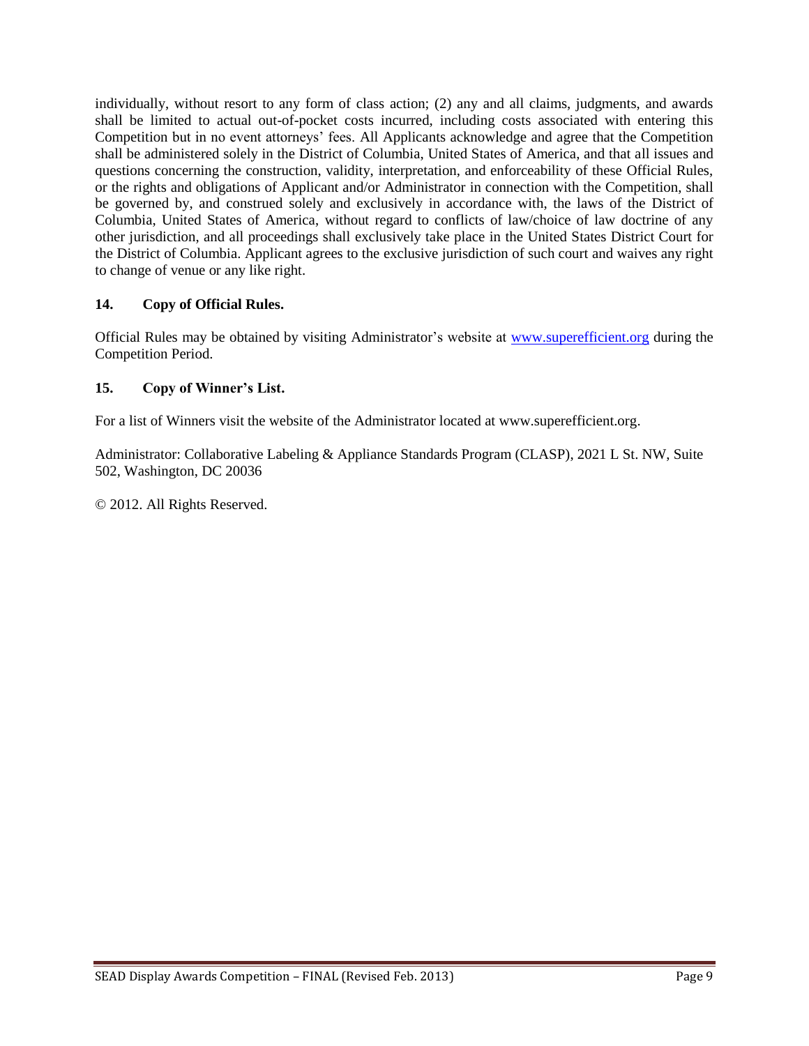individually, without resort to any form of class action; (2) any and all claims, judgments, and awards shall be limited to actual out-of-pocket costs incurred, including costs associated with entering this Competition but in no event attorneys' fees. All Applicants acknowledge and agree that the Competition shall be administered solely in the District of Columbia, United States of America, and that all issues and questions concerning the construction, validity, interpretation, and enforceability of these Official Rules, or the rights and obligations of Applicant and/or Administrator in connection with the Competition, shall be governed by, and construed solely and exclusively in accordance with, the laws of the District of Columbia, United States of America, without regard to conflicts of law/choice of law doctrine of any other jurisdiction, and all proceedings shall exclusively take place in the United States District Court for the District of Columbia. Applicant agrees to the exclusive jurisdiction of such court and waives any right to change of venue or any like right.

**14. Copy of Official Rules.**

Official Rules may be obtained by visiting Administrator's website at www.superefficient.org during the Competition Period.

**15. Copy of Winner's List.**

For a list of Winners visit the website of the Administrator located at www.superefficient.org.

Administrator: Collaborative Labeling & Appliance Standards Program (CLASP), 2021 L St. NW, Suite 502, Washington, DC 20036

© 2012. All Rights Reserved.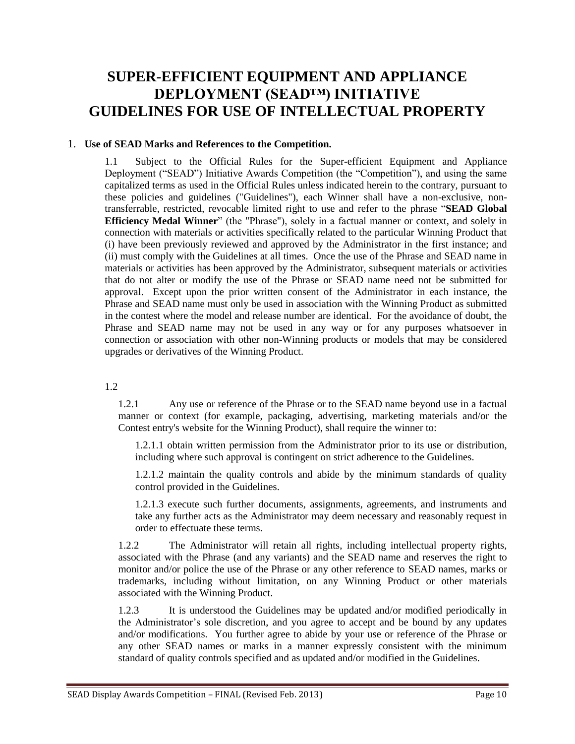# SUPER-EFFICIENT EQUIPMENT AND APPLIANCE DEPLOYMENT (SEAD™) INITIATIVE GUIDELINES FOR USE OF INTELLECTUAL PROPERTY

1. **Use of SEAD Marks and References to the Competition.**

1.1 Subject to the Official Rules for the Super-efficient Equipment and Appliance Deployment ("SEAD") Initiative Awards Competition (the "Competition"), and using the same capitalized terms as used in the Official Rules unless indicated herein to the contrary, pursuant to these policies and guidelines ("Guidelines"), each Winner shall have a non-exclusive, non-transferrable, restricted, revocable limited right to use and refer to the phrase "**SEAD Global Efficiency Medal Winner**" (the "Phrase"), solely in a factual manner or context, and solely in connection with materials or activities specifically related to the particular Winning Product that (i) have been previously reviewed and approved by the Administrator in the first instance; and (ii) must comply with the Guidelines at all times. Once the use of the Phrase and SEAD name in materials or activities has been approved by the Administrator, subsequent materials or activities that do not alter or modify the use of the Phrase or SEAD name need not be submitted for approval. Except upon the prior written consent of the Administrator in each instance, the Phrase and SEAD name must only be used in association with the Winning Product as submitted in the contest where the model and release number are identical. For the avoidance of doubt, the Phrase and SEAD name may not be used in any way or for any purposes whatsoever in connection or association with other non-Winning products or models that may be considered upgrades or derivatives of the Winning Product.

1.2

1.2.1 Any use or reference of the Phrase or to the SEAD name beyond use in a factual manner or context (for example, packaging, advertising, marketing materials and/or the Contest entry's website for the Winning Product), shall require the winner to:

1.2.1.1 obtain written permission from the Administrator prior to its use or distribution, including where such approval is contingent on strict adherence to the Guidelines.

1.2.1.2 maintain the quality controls and abide by the minimum standards of quality control provided in the Guidelines.

1.2.1.3 execute such further documents, assignments, agreements, and instruments and take any further acts as the Administrator may deem necessary and reasonably request in order to effectuate these terms.

1.2.2 The Administrator will retain all rights, including intellectual property rights, associated with the Phrase (and any variants) and the SEAD name and reserves the right to monitor and/or police the use of the Phrase or any other reference to SEAD names, marks or trademarks, including without limitation, on any Winning Product or other materials associated with the Winning Product.

1.2.3 It is understood the Guidelines may be updated and/or modified periodically in the Administrator's sole discretion, and you agree to accept and be bound by any updates and/or modifications. You further agree to abide by your use or reference of the Phrase or any other SEAD names or marks in a manner expressly consistent with the minimum standard of quality controls specified and as updated and/or modified in the Guidelines.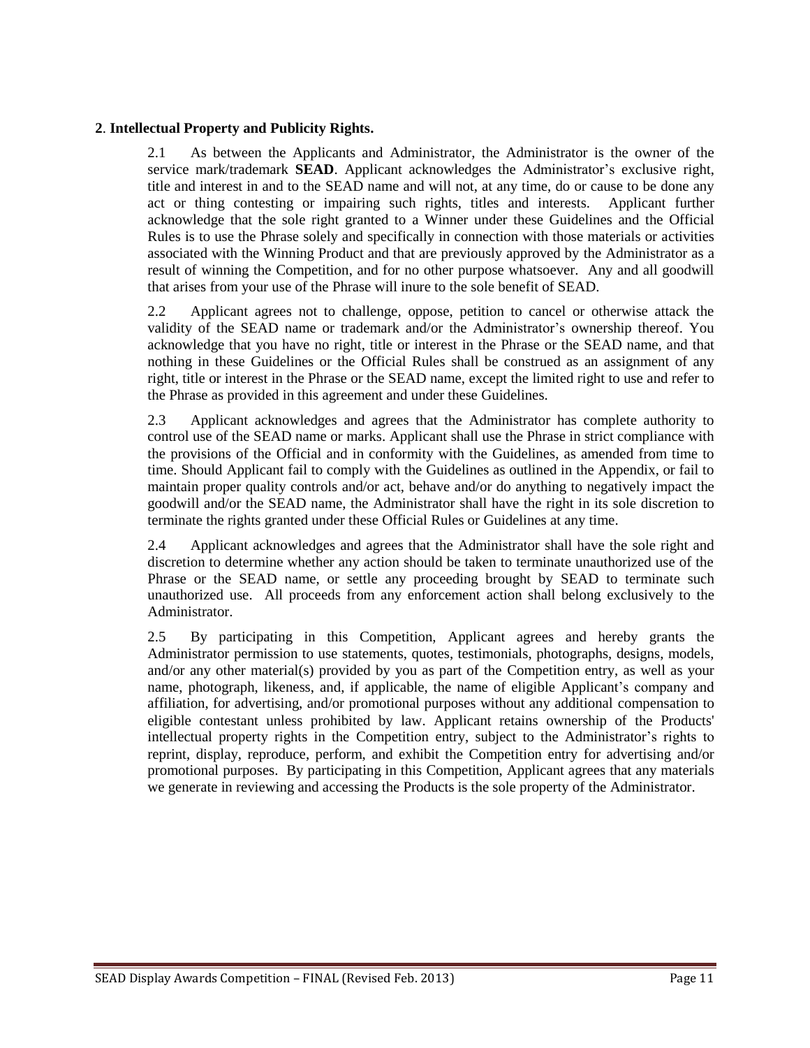**2**. **Intellectual Property and Publicity Rights.**

2.1 As between the Applicants and Administrator, the Administrator is the owner of the service mark/trademark **SEAD**. Applicant acknowledges the Administrator's exclusive right, title and interest in and to the SEAD name and will not, at any time, do or cause to be done any act or thing contesting or impairing such rights, titles and interests. Applicant further acknowledge that the sole right granted to a Winner under these Guidelines and the Official Rules is to use the Phrase solely and specifically in connection with those materials or activities associated with the Winning Product and that are previously approved by the Administrator as a result of winning the Competition, and for no other purpose whatsoever. Any and all goodwill that arises from your use of the Phrase will inure to the sole benefit of SEAD.

2.2 Applicant agrees not to challenge, oppose, petition to cancel or otherwise attack the validity of the SEAD name or trademark and/or the Administrator's ownership thereof. You acknowledge that you have no right, title or interest in the Phrase or the SEAD name, and that nothing in these Guidelines or the Official Rules shall be construed as an assignment of any right, title or interest in the Phrase or the SEAD name, except the limited right to use and refer to the Phrase as provided in this agreement and under these Guidelines.

2.3 Applicant acknowledges and agrees that the Administrator has complete authority to control use of the SEAD name or marks. Applicant shall use the Phrase in strict compliance with the provisions of the Official and in conformity with the Guidelines, as amended from time to time. Should Applicant fail to comply with the Guidelines as outlined in the Appendix, or fail to maintain proper quality controls and/or act, behave and/or do anything to negatively impact the goodwill and/or the SEAD name, the Administrator shall have the right in its sole discretion to terminate the rights granted under these Official Rules or Guidelines at any time.

2.4 Applicant acknowledges and agrees that the Administrator shall have the sole right and discretion to determine whether any action should be taken to terminate unauthorized use of the Phrase or the SEAD name, or settle any proceeding brought by SEAD to terminate such unauthorized use. All proceeds from any enforcement action shall belong exclusively to the Administrator.

2.5 By participating in this Competition, Applicant agrees and hereby grants the Administrator permission to use statements, quotes, testimonials, photographs, designs, models, and/or any other material(s) provided by you as part of the Competition entry, as well as your name, photograph, likeness, and, if applicable, the name of eligible Applicant's company and affiliation, for advertising, and/or promotional purposes without any additional compensation to eligible contestant unless prohibited by law. Applicant retains ownership of the Products' intellectual property rights in the Competition entry, subject to the Administrator's rights to reprint, display, reproduce, perform, and exhibit the Competition entry for advertising and/or promotional purposes. By participating in this Competition, Applicant agrees that any materials we generate in reviewing and accessing the Products is the sole property of the Administrator.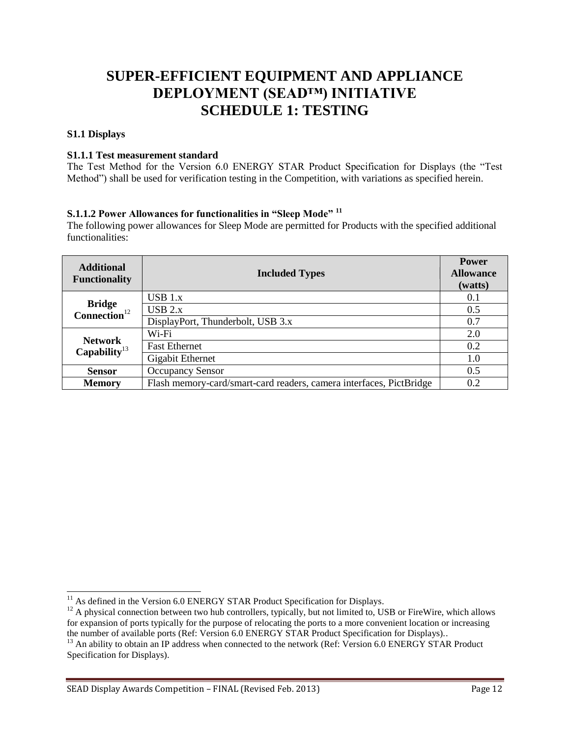# SUPER-EFFICIENT EQUIPMENT AND APPLIANCE DEPLOYMENT (SEAD™) INITIATIVE
# SCHEDULE 1: TESTING

**S1.1 Displays**

**S1.1.1 Test measurement standard**

The Test Method for the Version 6.0 ENERGY STAR Product Specification for Displays (the "Test Method") shall be used for verification testing in the Competition, with variations as specified herein.

**S.1.1.2 Power Allowances for functionalities in "Sleep Mode"** [11]

The following power allowances for Sleep Mode are permitted for Products with the specified additional functionalities:

| Additional Functionality | Included Types | Power Allowance (watts) |
|---|---|---|
| **Bridge Connection**[12] | USB 1.x | 0.1 |
| | USB 2.x | 0.5 |
| | DisplayPort, Thunderbolt, USB 3.x | 0.7 |
| **Network Capability**[13] | Wi-Fi | 2.0 |
| | Fast Ethernet | 0.2 |
| | Gigabit Ethernet | 1.0 |
| **Sensor** | Occupancy Sensor | 0.5 |
| **Memory** | Flash memory-card/smart-card readers, camera interfaces, PictBridge | 0.2 |

[11] As defined in the Version 6.0 ENERGY STAR Product Specification for Displays.

[12] A physical connection between two hub controllers, typically, but not limited to, USB or FireWire, which allows for expansion of ports typically for the purpose of relocating the ports to a more convenient location or increasing the number of available ports (Ref: Version 6.0 ENERGY STAR Product Specification for Displays)..

[13] An ability to obtain an IP address when connected to the network (Ref: Version 6.0 ENERGY STAR Product Specification for Displays).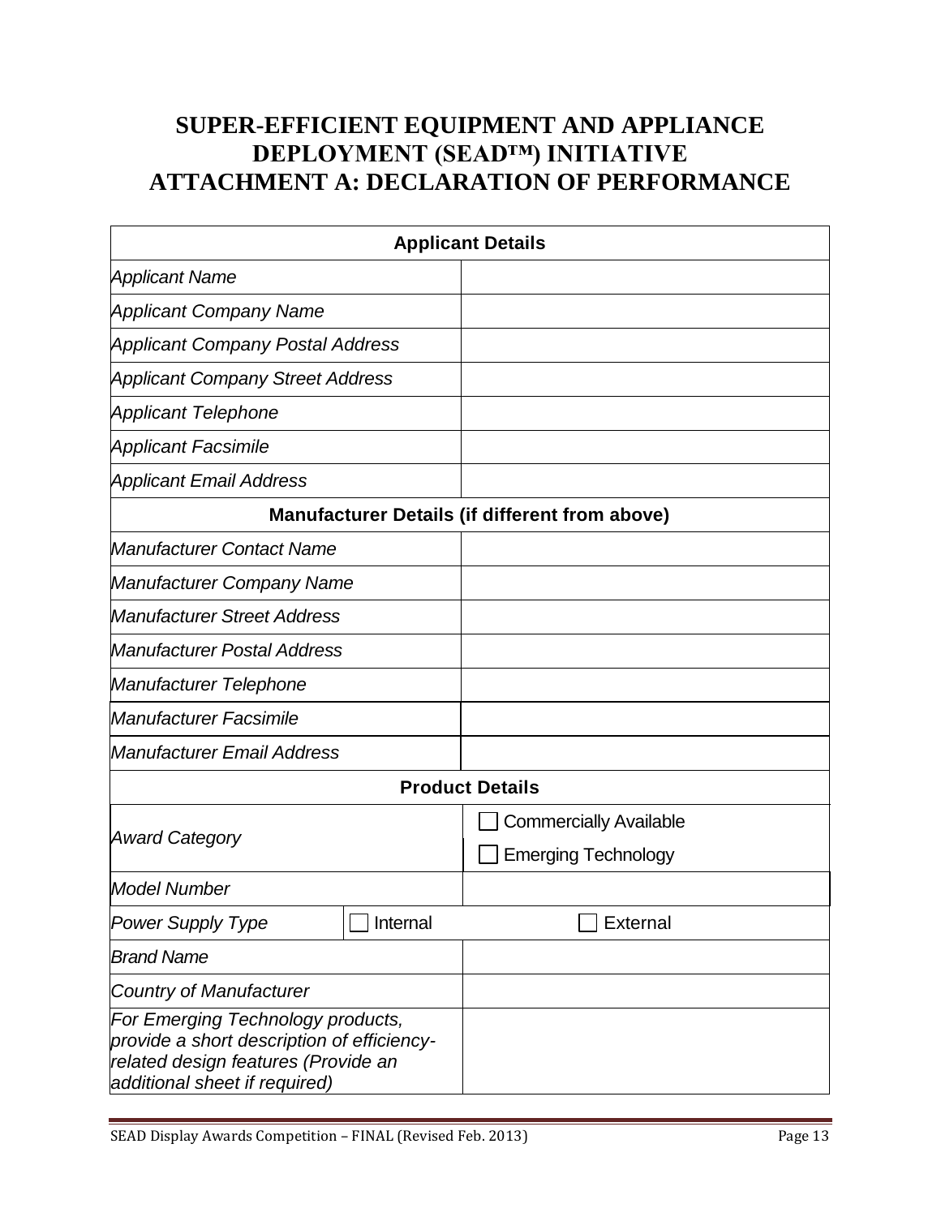# SUPER-EFFICIENT EQUIPMENT AND APPLIANCE DEPLOYMENT (SEAD™) INITIATIVE
# ATTACHMENT A: DECLARATION OF PERFORMANCE

| Applicant Details | | |
|---|---|---|
| *Applicant Name* | | |
| *Applicant Company Name* | | |
| *Applicant Company Postal Address* | | |
| *Applicant Company Street Address* | | |
| *Applicant Telephone* | | |
| *Applicant Facsimile* | | |
| *Applicant Email Address* | | |
| **Manufacturer Details (if different from above)** | | |
| *Manufacturer Contact Name* | | |
| *Manufacturer Company Name* | | |
| *Manufacturer Street Address* | | |
| *Manufacturer Postal Address* | | |
| *Manufacturer Telephone* | | |
| *Manufacturer Facsimile* | | |
| *Manufacturer Email Address* | | |
| **Product Details** | | |
| *Award Category* | | ☐ Commercially Available<br>☐ Emerging Technology |
| *Model Number* | | |
| *Power Supply Type* | ☐ Internal | ☐ External |
| *Brand Name* | | |
| *Country of Manufacturer* | | |
| *For Emerging Technology products, provide a short description of efficiency-related design features (Provide an additional sheet if required)* | | |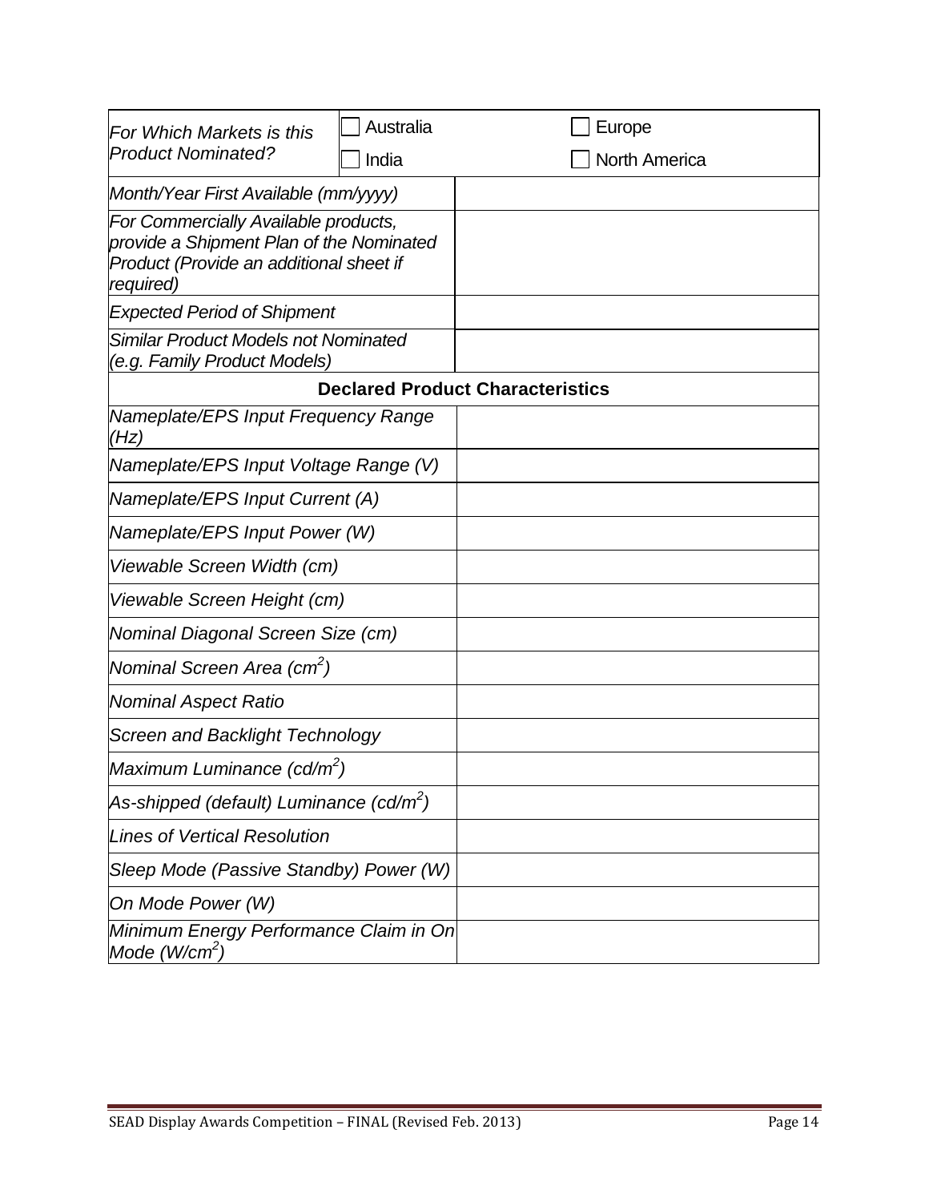| | | |
|---|---|---|
| *For Which Markets is this Product Nominated?* | ☐ Australia ☐ India | ☐ Europe ☐ North America |
| *Month/Year First Available (mm/yyyy)* | | |
| *For Commercially Available products, provide a Shipment Plan of the Nominated Product (Provide an additional sheet if required)* | | |
| *Expected Period of Shipment* | | |
| *Similar Product Models not Nominated (e.g. Family Product Models)* | | |
| **Declared Product Characteristics** | | |
| *Nameplate/EPS Input Frequency Range (Hz)* | | |
| *Nameplate/EPS Input Voltage Range (V)* | | |
| *Nameplate/EPS Input Current (A)* | | |
| *Nameplate/EPS Input Power (W)* | | |
| *Viewable Screen Width (cm)* | | |
| *Viewable Screen Height (cm)* | | |
| *Nominal Diagonal Screen Size (cm)* | | |
| *Nominal Screen Area ($cm^2$)* | | |
| *Nominal Aspect Ratio* | | |
| *Screen and Backlight Technology* | | |
| *Maximum Luminance ($cd/m^2$)* | | |
| *As-shipped (default) Luminance ($cd/m^2$)* | | |
| *Lines of Vertical Resolution* | | |
| *Sleep Mode (Passive Standby) Power (W)* | | |
| *On Mode Power (W)* | | |
| *Minimum Energy Performance Claim in On Mode ($W/cm^2$)* | | |